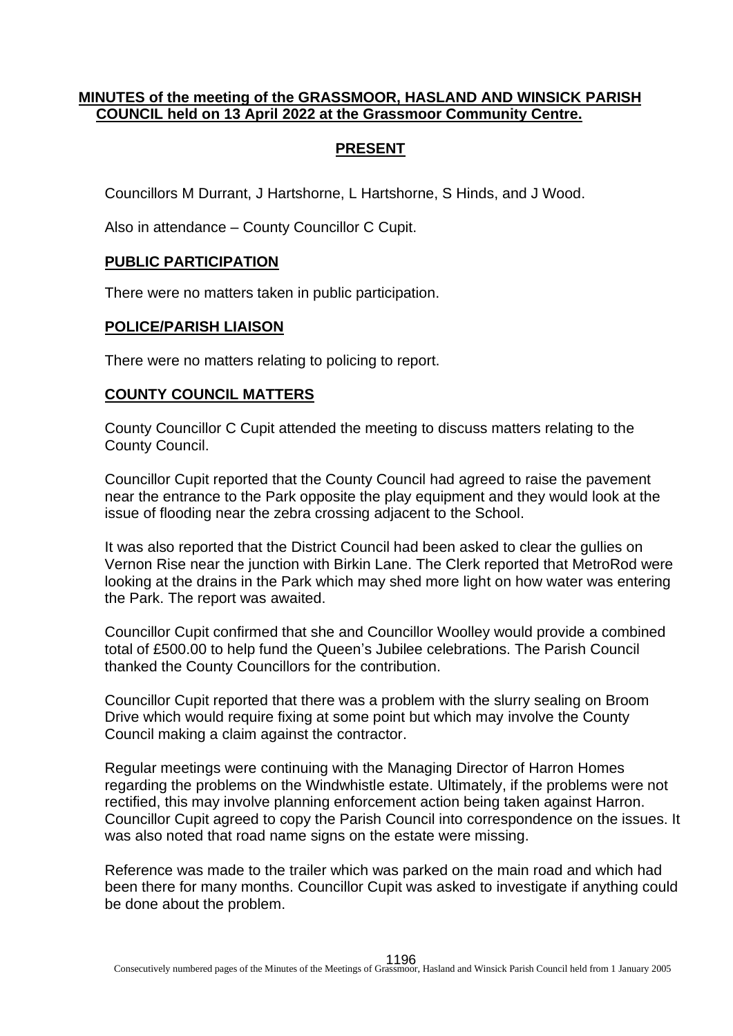**MINUTES of the meeting of the GRASSMOOR, HASLAND AND WINSICK PARISH COUNCIL held on 13 April 2022 at the Grassmoor Community Centre.**

## PRESENT

Councillors M Durrant, J Hartshorne, L Hartshorne, S Hinds, and J Wood.

Also in attendance – County Councillor C Cupit.

## PUBLIC PARTICIPATION

There were no matters taken in public participation.

## POLICE/PARISH LIAISON

There were no matters relating to policing to report.

## COUNTY COUNCIL MATTERS

County Councillor C Cupit attended the meeting to discuss matters relating to the County Council.

Councillor Cupit reported that the County Council had agreed to raise the pavement near the entrance to the Park opposite the play equipment and they would look at the issue of flooding near the zebra crossing adjacent to the School.

It was also reported that the District Council had been asked to clear the gullies on Vernon Rise near the junction with Birkin Lane. The Clerk reported that MetroRod were looking at the drains in the Park which may shed more light on how water was entering the Park. The report was awaited.

Councillor Cupit confirmed that she and Councillor Woolley would provide a combined total of £500.00 to help fund the Queen's Jubilee celebrations. The Parish Council thanked the County Councillors for the contribution.

Councillor Cupit reported that there was a problem with the slurry sealing on Broom Drive which would require fixing at some point but which may involve the County Council making a claim against the contractor.

Regular meetings were continuing with the Managing Director of Harron Homes regarding the problems on the Windwhistle estate. Ultimately, if the problems were not rectified, this may involve planning enforcement action being taken against Harron. Councillor Cupit agreed to copy the Parish Council into correspondence on the issues. It was also noted that road name signs on the estate were missing.

Reference was made to the trailer which was parked on the main road and which had been there for many months. Councillor Cupit was asked to investigate if anything could be done about the problem.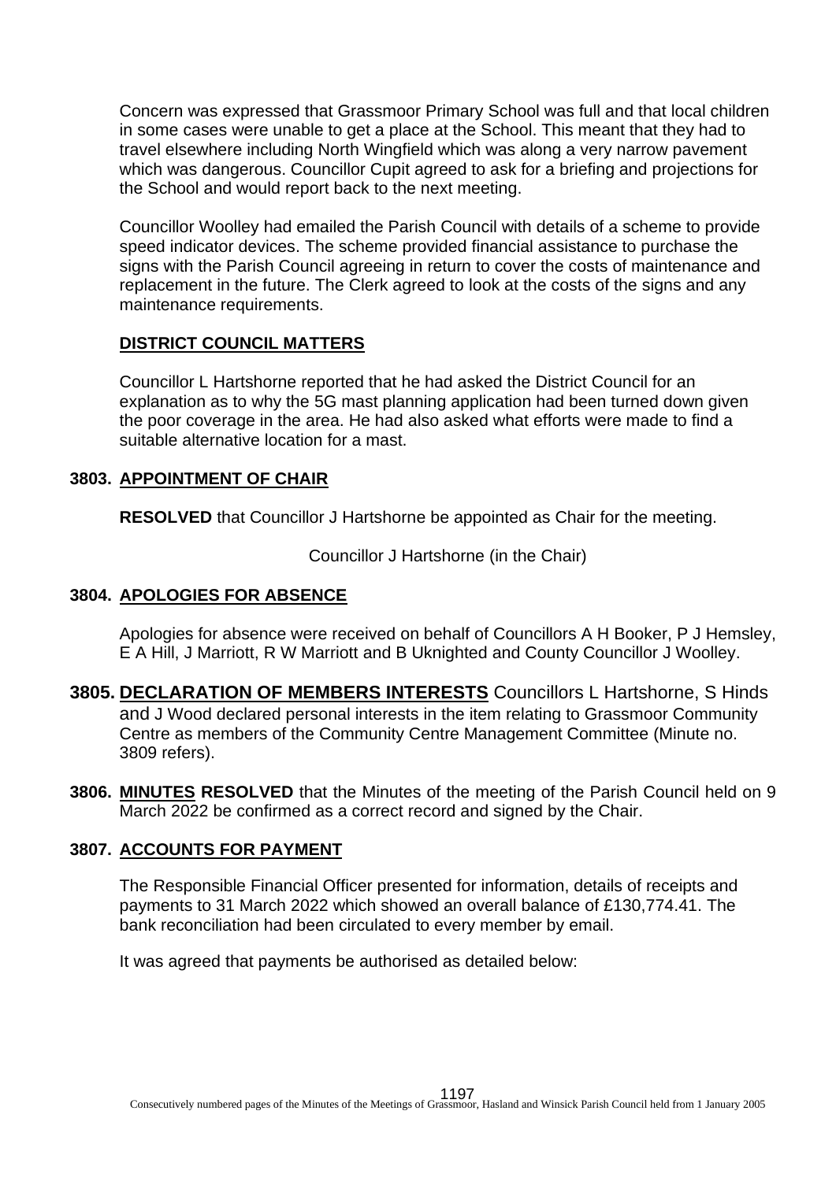Concern was expressed that Grassmoor Primary School was full and that local children in some cases were unable to get a place at the School. This meant that they had to travel elsewhere including North Wingfield which was along a very narrow pavement which was dangerous. Councillor Cupit agreed to ask for a briefing and projections for the School and would report back to the next meeting.

Councillor Woolley had emailed the Parish Council with details of a scheme to provide speed indicator devices. The scheme provided financial assistance to purchase the signs with the Parish Council agreeing in return to cover the costs of maintenance and replacement in the future. The Clerk agreed to look at the costs of the signs and any maintenance requirements.

**DISTRICT COUNCIL MATTERS**

Councillor L Hartshorne reported that he had asked the District Council for an explanation as to why the 5G mast planning application had been turned down given the poor coverage in the area. He had also asked what efforts were made to find a suitable alternative location for a mast.

**3803. APPOINTMENT OF CHAIR**

**RESOLVED** that Councillor J Hartshorne be appointed as Chair for the meeting.

Councillor J Hartshorne (in the Chair)

**3804. APOLOGIES FOR ABSENCE**

Apologies for absence were received on behalf of Councillors A H Booker, P J Hemsley, E A Hill, J Marriott, R W Marriott and B Uknighted and County Councillor J Woolley.

**3805. DECLARATION OF MEMBERS INTERESTS** Councillors L Hartshorne, S Hinds and J Wood declared personal interests in the item relating to Grassmoor Community Centre as members of the Community Centre Management Committee (Minute no. 3809 refers).

**3806. MINUTES RESOLVED** that the Minutes of the meeting of the Parish Council held on 9 March 2022 be confirmed as a correct record and signed by the Chair.

**3807. ACCOUNTS FOR PAYMENT**

The Responsible Financial Officer presented for information, details of receipts and payments to 31 March 2022 which showed an overall balance of £130,774.41. The bank reconciliation had been circulated to every member by email.

It was agreed that payments be authorised as detailed below: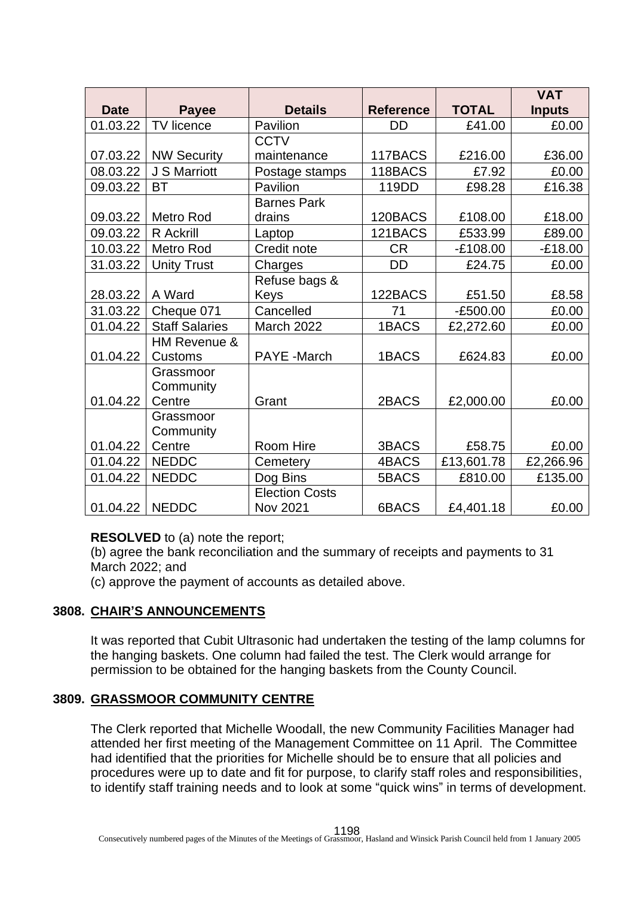| Date | Payee | Details | Reference | TOTAL | VAT Inputs |
|---|---|---|---|---|---|
| 01.03.22 | TV licence | Pavilion | DD | £41.00 | £0.00 |
| 07.03.22 | NW Security | CCTV maintenance | 117BACS | £216.00 | £36.00 |
| 08.03.22 | J S Marriott | Postage stamps | 118BACS | £7.92 | £0.00 |
| 09.03.22 | BT | Pavilion | 119DD | £98.28 | £16.38 |
| 09.03.22 | Metro Rod | Barnes Park drains | 120BACS | £108.00 | £18.00 |
| 09.03.22 | R Ackrill | Laptop | 121BACS | £533.99 | £89.00 |
| 10.03.22 | Metro Rod | Credit note | CR | -£108.00 | -£18.00 |
| 31.03.22 | Unity Trust | Charges | DD | £24.75 | £0.00 |
| 28.03.22 | A Ward | Refuse bags & Keys | 122BACS | £51.50 | £8.58 |
| 31.03.22 | Cheque 071 | Cancelled | 71 | -£500.00 | £0.00 |
| 01.04.22 | Staff Salaries | March 2022 | 1BACS | £2,272.60 | £0.00 |
| 01.04.22 | HM Revenue & Customs | PAYE -March | 1BACS | £624.83 | £0.00 |
| 01.04.22 | Grassmoor Community Centre | Grant | 2BACS | £2,000.00 | £0.00 |
| 01.04.22 | Grassmoor Community Centre | Room Hire | 3BACS | £58.75 | £0.00 |
| 01.04.22 | NEDDC | Cemetery | 4BACS | £13,601.78 | £2,266.96 |
| 01.04.22 | NEDDC | Dog Bins | 5BACS | £810.00 | £135.00 |
| 01.04.22 | NEDDC | Election Costs Nov 2021 | 6BACS | £4,401.18 | £0.00 |

**RESOLVED** to (a) note the report;
(b) agree the bank reconciliation and the summary of receipts and payments to 31 March 2022; and
(c) approve the payment of accounts as detailed above.

## 3808. CHAIR'S ANNOUNCEMENTS

It was reported that Cubit Ultrasonic had undertaken the testing of the lamp columns for the hanging baskets. One column had failed the test. The Clerk would arrange for permission to be obtained for the hanging baskets from the County Council.

## 3809. GRASSMOOR COMMUNITY CENTRE

The Clerk reported that Michelle Woodall, the new Community Facilities Manager had attended her first meeting of the Management Committee on 11 April. The Committee had identified that the priorities for Michelle should be to ensure that all policies and procedures were up to date and fit for purpose, to clarify staff roles and responsibilities, to identify staff training needs and to look at some "quick wins" in terms of development.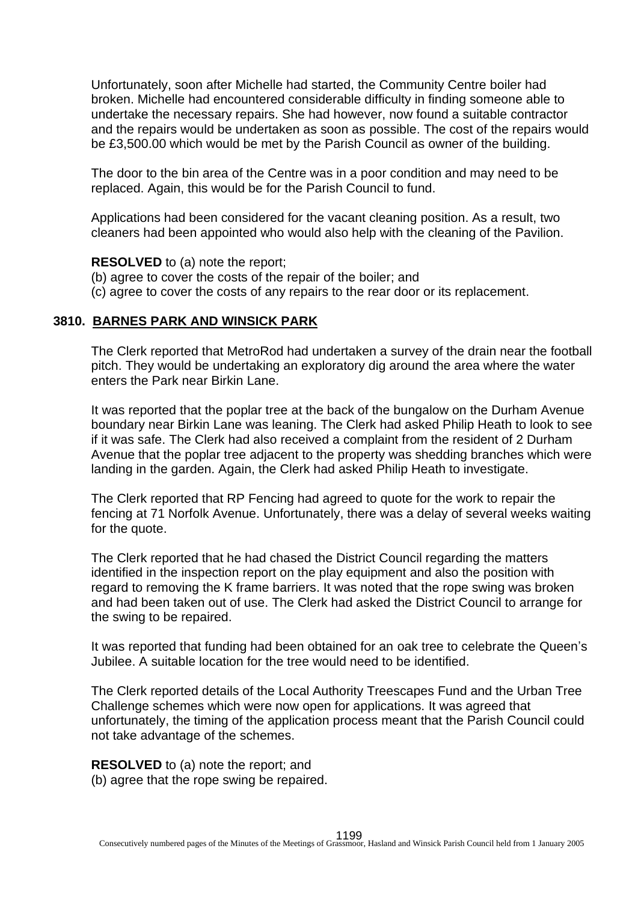Unfortunately, soon after Michelle had started, the Community Centre boiler had broken. Michelle had encountered considerable difficulty in finding someone able to undertake the necessary repairs. She had however, now found a suitable contractor and the repairs would be undertaken as soon as possible. The cost of the repairs would be £3,500.00 which would be met by the Parish Council as owner of the building.

The door to the bin area of the Centre was in a poor condition and may need to be replaced. Again, this would be for the Parish Council to fund.

Applications had been considered for the vacant cleaning position. As a result, two cleaners had been appointed who would also help with the cleaning of the Pavilion.

**RESOLVED** to (a) note the report;
(b) agree to cover the costs of the repair of the boiler; and
(c) agree to cover the costs of any repairs to the rear door or its replacement.

## 3810. BARNES PARK AND WINSICK PARK

The Clerk reported that MetroRod had undertaken a survey of the drain near the football pitch. They would be undertaking an exploratory dig around the area where the water enters the Park near Birkin Lane.

It was reported that the poplar tree at the back of the bungalow on the Durham Avenue boundary near Birkin Lane was leaning. The Clerk had asked Philip Heath to look to see if it was safe. The Clerk had also received a complaint from the resident of 2 Durham Avenue that the poplar tree adjacent to the property was shedding branches which were landing in the garden. Again, the Clerk had asked Philip Heath to investigate.

The Clerk reported that RP Fencing had agreed to quote for the work to repair the fencing at 71 Norfolk Avenue. Unfortunately, there was a delay of several weeks waiting for the quote.

The Clerk reported that he had chased the District Council regarding the matters identified in the inspection report on the play equipment and also the position with regard to removing the K frame barriers. It was noted that the rope swing was broken and had been taken out of use. The Clerk had asked the District Council to arrange for the swing to be repaired.

It was reported that funding had been obtained for an oak tree to celebrate the Queen's Jubilee. A suitable location for the tree would need to be identified.

The Clerk reported details of the Local Authority Treescapes Fund and the Urban Tree Challenge schemes which were now open for applications. It was agreed that unfortunately, the timing of the application process meant that the Parish Council could not take advantage of the schemes.

**RESOLVED** to (a) note the report; and
(b) agree that the rope swing be repaired.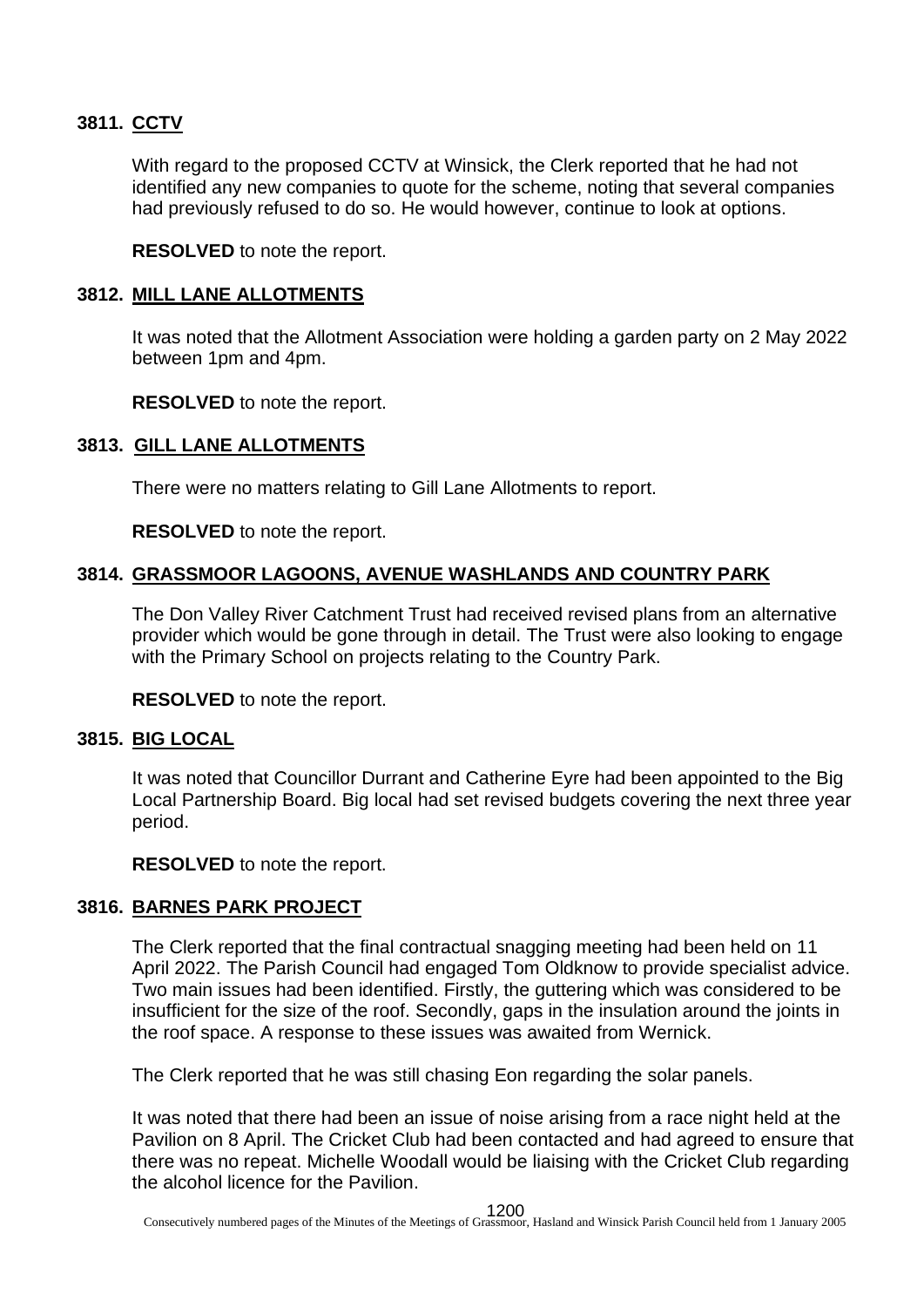### 3811. CCTV

With regard to the proposed CCTV at Winsick, the Clerk reported that he had not identified any new companies to quote for the scheme, noting that several companies had previously refused to do so. He would however, continue to look at options.

**RESOLVED** to note the report.

### 3812. MILL LANE ALLOTMENTS

It was noted that the Allotment Association were holding a garden party on 2 May 2022 between 1pm and 4pm.

**RESOLVED** to note the report.

### 3813. GILL LANE ALLOTMENTS

There were no matters relating to Gill Lane Allotments to report.

**RESOLVED** to note the report.

### 3814. GRASSMOOR LAGOONS, AVENUE WASHLANDS AND COUNTRY PARK

The Don Valley River Catchment Trust had received revised plans from an alternative provider which would be gone through in detail. The Trust were also looking to engage with the Primary School on projects relating to the Country Park.

**RESOLVED** to note the report.

### 3815. BIG LOCAL

It was noted that Councillor Durrant and Catherine Eyre had been appointed to the Big Local Partnership Board. Big local had set revised budgets covering the next three year period.

**RESOLVED** to note the report.

### 3816. BARNES PARK PROJECT

The Clerk reported that the final contractual snagging meeting had been held on 11 April 2022. The Parish Council had engaged Tom Oldknow to provide specialist advice. Two main issues had been identified. Firstly, the guttering which was considered to be insufficient for the size of the roof. Secondly, gaps in the insulation around the joints in the roof space. A response to these issues was awaited from Wernick.

The Clerk reported that he was still chasing Eon regarding the solar panels.

It was noted that there had been an issue of noise arising from a race night held at the Pavilion on 8 April. The Cricket Club had been contacted and had agreed to ensure that there was no repeat. Michelle Woodall would be liaising with the Cricket Club regarding the alcohol licence for the Pavilion.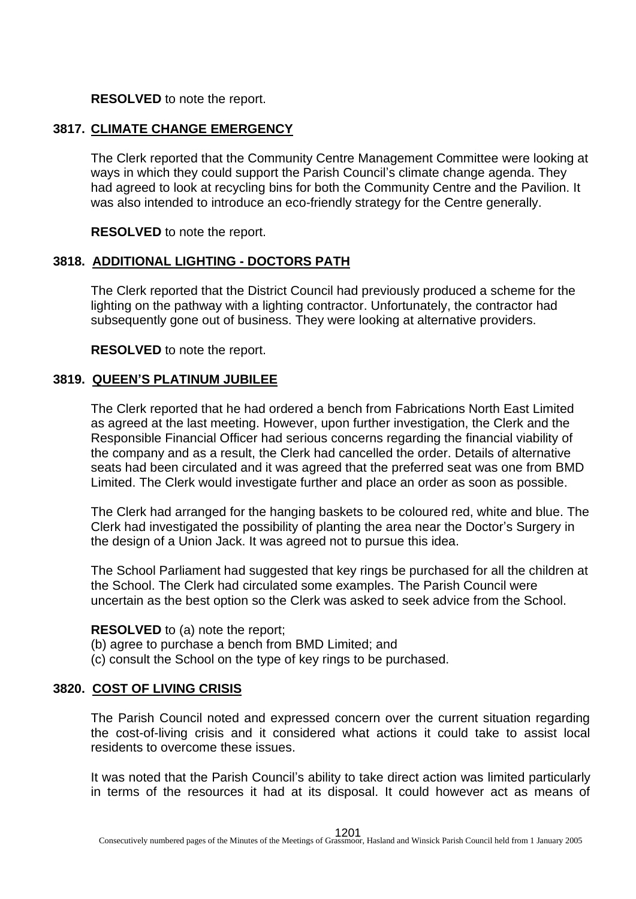**RESOLVED** to note the report.

## 3817. CLIMATE CHANGE EMERGENCY

The Clerk reported that the Community Centre Management Committee were looking at ways in which they could support the Parish Council's climate change agenda. They had agreed to look at recycling bins for both the Community Centre and the Pavilion. It was also intended to introduce an eco-friendly strategy for the Centre generally.

**RESOLVED** to note the report.

## 3818. ADDITIONAL LIGHTING - DOCTORS PATH

The Clerk reported that the District Council had previously produced a scheme for the lighting on the pathway with a lighting contractor. Unfortunately, the contractor had subsequently gone out of business. They were looking at alternative providers.

**RESOLVED** to note the report.

## 3819. QUEEN'S PLATINUM JUBILEE

The Clerk reported that he had ordered a bench from Fabrications North East Limited as agreed at the last meeting. However, upon further investigation, the Clerk and the Responsible Financial Officer had serious concerns regarding the financial viability of the company and as a result, the Clerk had cancelled the order. Details of alternative seats had been circulated and it was agreed that the preferred seat was one from BMD Limited. The Clerk would investigate further and place an order as soon as possible.

The Clerk had arranged for the hanging baskets to be coloured red, white and blue. The Clerk had investigated the possibility of planting the area near the Doctor's Surgery in the design of a Union Jack. It was agreed not to pursue this idea.

The School Parliament had suggested that key rings be purchased for all the children at the School. The Clerk had circulated some examples. The Parish Council were uncertain as the best option so the Clerk was asked to seek advice from the School.

**RESOLVED** to (a) note the report;
(b) agree to purchase a bench from BMD Limited; and
(c) consult the School on the type of key rings to be purchased.

## 3820. COST OF LIVING CRISIS

The Parish Council noted and expressed concern over the current situation regarding the cost-of-living crisis and it considered what actions it could take to assist local residents to overcome these issues.

It was noted that the Parish Council's ability to take direct action was limited particularly in terms of the resources it had at its disposal. It could however act as means of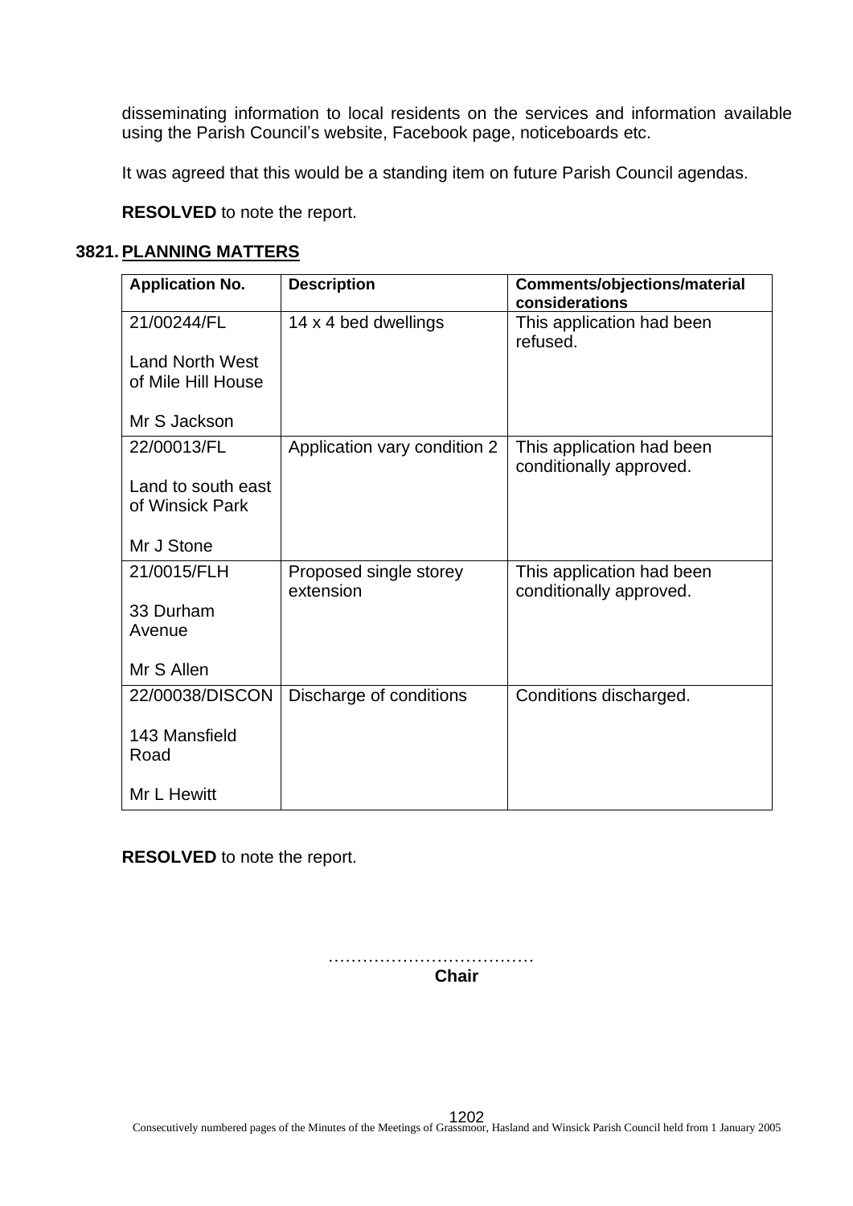disseminating information to local residents on the services and information available using the Parish Council's website, Facebook page, noticeboards etc.

It was agreed that this would be a standing item on future Parish Council agendas.

**RESOLVED** to note the report.

**3821. PLANNING MATTERS**

| Application No. | Description | Comments/objections/material considerations |
|---|---|---|
| 21/00244/FL<br><br>Land North West of Mile Hill House<br><br>Mr S Jackson | 14 x 4 bed dwellings | This application had been refused. |
| 22/00013/FL<br><br>Land to south east of Winsick Park<br><br>Mr J Stone | Application vary condition 2 | This application had been conditionally approved. |
| 21/0015/FLH<br><br>33 Durham Avenue<br><br>Mr S Allen | Proposed single storey extension | This application had been conditionally approved. |
| 22/00038/DISCON<br><br>143 Mansfield Road<br><br>Mr L Hewitt | Discharge of conditions | Conditions discharged. |

**RESOLVED** to note the report.

………………………………
**Chair**